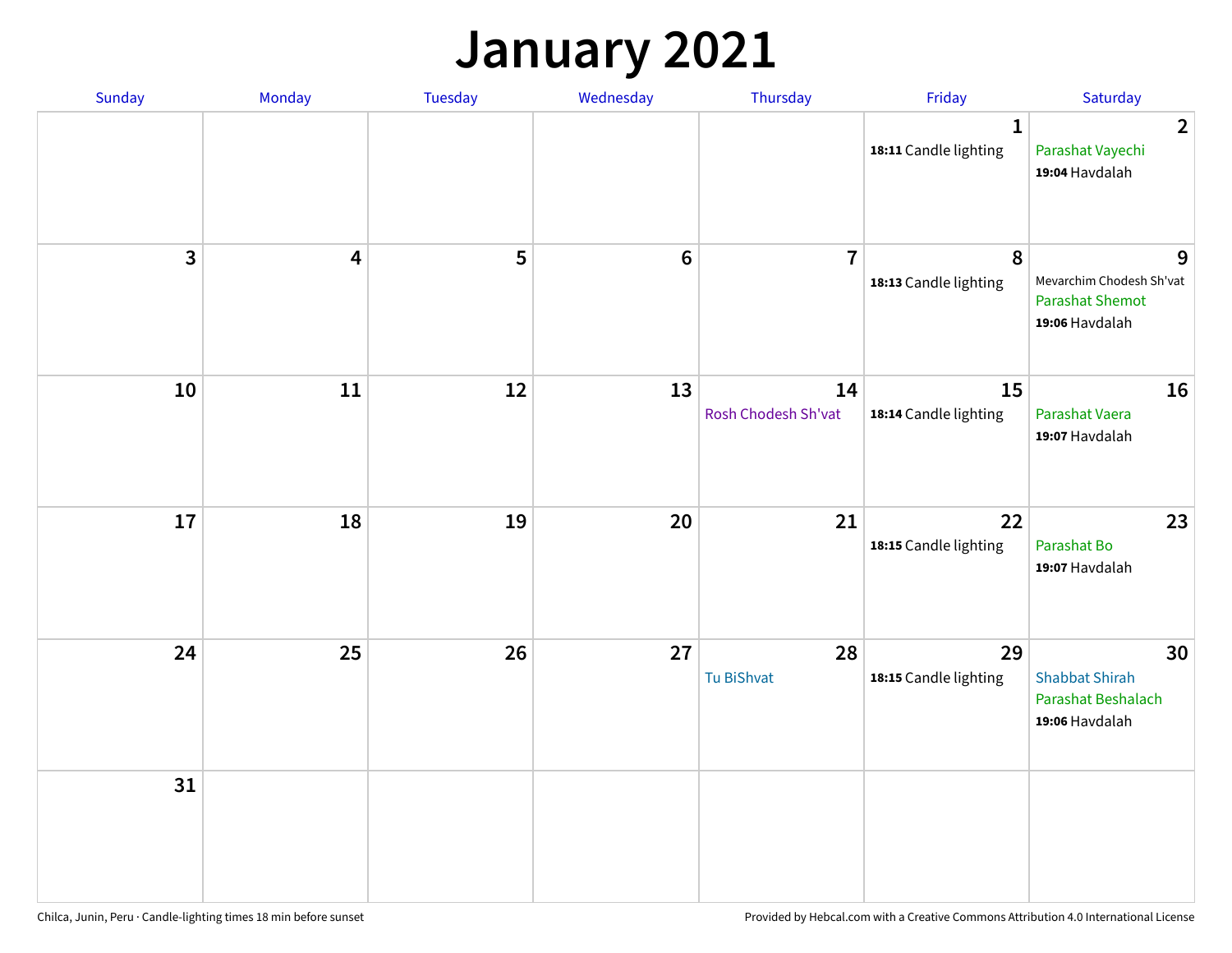# January 2021

| Sunday | Monday | Tuesday | Wednesday | Thursday | Friday | Saturday |
|---|---|---|---|---|---|---|
| | | | | | 1<br>**18:11** Candle lighting | 2<br>Parashat Vayechi<br>**19:04** Havdalah |
| 3 | 4 | 5 | 6 | 7 | 8<br>**18:13** Candle lighting | 9<br>Mevarchim Chodesh Sh'vat<br>Parashat Shemot<br>**19:06** Havdalah |
| 10 | 11 | 12 | 13 | 14<br>Rosh Chodesh Sh'vat | 15<br>**18:14** Candle lighting | 16<br>Parashat Vaera<br>**19:07** Havdalah |
| 17 | 18 | 19 | 20 | 21 | 22<br>**18:15** Candle lighting | 23<br>Parashat Bo<br>**19:07** Havdalah |
| 24 | 25 | 26 | 27 | 28<br>Tu BiShvat | 29<br>**18:15** Candle lighting | 30<br>Shabbat Shirah<br>Parashat Beshalach<br>**19:06** Havdalah |
| 31 | | | | | | |

Chilca, Junin, Peru · Candle-lighting times 18 min before sunset

Provided by Hebcal.com with a Creative Commons Attribution 4.0 International License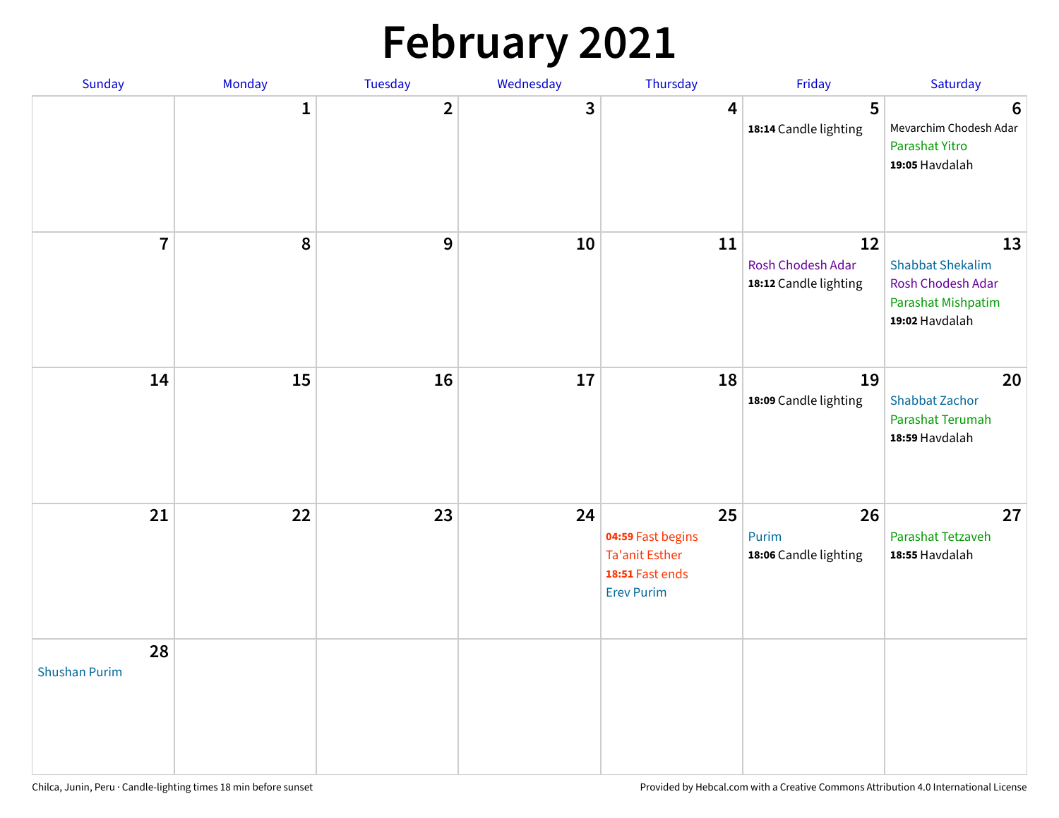# February 2021

| Sunday | Monday | Tuesday | Wednesday | Thursday | Friday | Saturday |
| --- | --- | --- | --- | --- | --- | --- |
| | 1 | 2 | 3 | 4 | 5<br>**18:14** Candle lighting | 6<br>Mevarchim Chodesh Adar<br>Parashat Yitro<br>**19:05** Havdalah |
| 7 | 8 | 9 | 10 | 11 | 12<br>Rosh Chodesh Adar<br>**18:12** Candle lighting | 13<br>Shabbat Shekalim<br>Rosh Chodesh Adar<br>Parashat Mishpatim<br>**19:02** Havdalah |
| 14 | 15 | 16 | 17 | 18 | 19<br>**18:09** Candle lighting | 20<br>Shabbat Zachor<br>Parashat Terumah<br>**18:59** Havdalah |
| 21 | 22 | 23 | 24 | 25<br>**04:59** Fast begins<br>Ta'anit Esther<br>**18:51** Fast ends<br>Erev Purim | 26<br>Purim<br>**18:06** Candle lighting | 27<br>Parashat Tetzaveh<br>**18:55** Havdalah |
| 28<br>Shushan Purim | | | | | | |

Chilca, Junin, Peru · Candle-lighting times 18 min before sunset

Provided by Hebcal.com with a Creative Commons Attribution 4.0 International License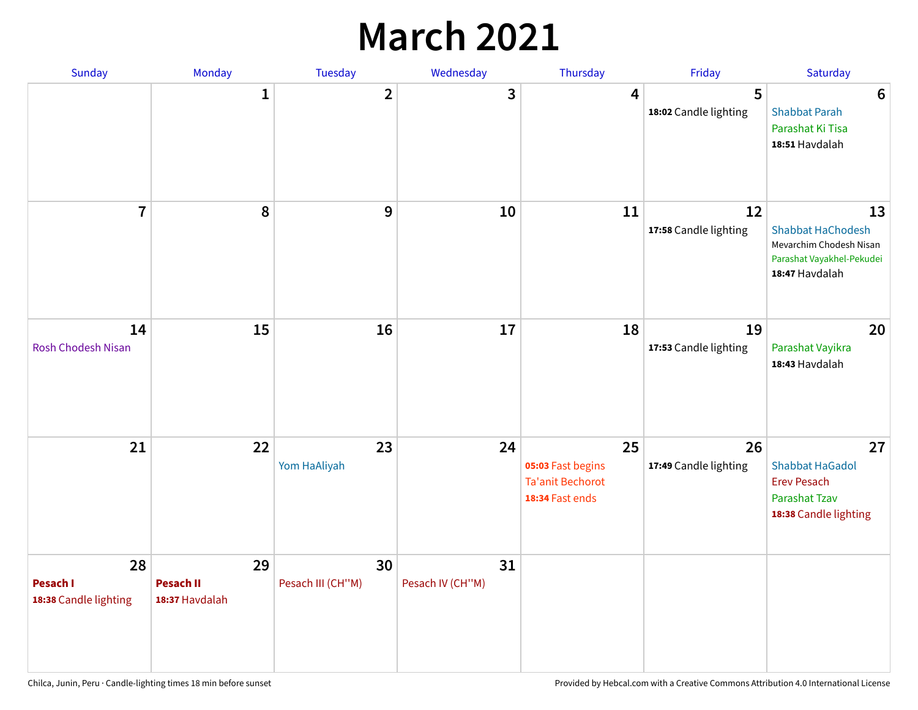# March 2021

| Sunday | Monday | Tuesday | Wednesday | Thursday | Friday | Saturday |
| --- | --- | --- | --- | --- | --- | --- |
| | 1 | 2 | 3 | 4 | 5<br>**18:02** Candle lighting | 6<br>Shabbat Parah<br>Parashat Ki Tisa<br>**18:51** Havdalah |
| 7 | 8 | 9 | 10 | 11 | 12<br>**17:58** Candle lighting | 13<br>Shabbat HaChodesh<br>Mevarchim Chodesh Nisan<br>Parashat Vayakhel-Pekudei<br>**18:47** Havdalah |
| 14<br>Rosh Chodesh Nisan | 15 | 16 | 17 | 18 | 19<br>**17:53** Candle lighting | 20<br>Parashat Vayikra<br>**18:43** Havdalah |
| 21 | 22 | 23<br>Yom HaAliyah | 24 | 25<br>**05:03** Fast begins<br>Ta'anit Bechorot<br>**18:34** Fast ends | 26<br>**17:49** Candle lighting | 27<br>Shabbat HaGadol<br>Erev Pesach<br>Parashat Tzav<br>**18:38** Candle lighting |
| 28<br>**Pesach I**<br>**18:38** Candle lighting | 29<br>**Pesach II**<br>**18:37** Havdalah | 30<br>Pesach III (CH''M) | 31<br>Pesach IV (CH''M) | | | |

Chilca, Junin, Peru · Candle-lighting times 18 min before sunset

Provided by Hebcal.com with a Creative Commons Attribution 4.0 International License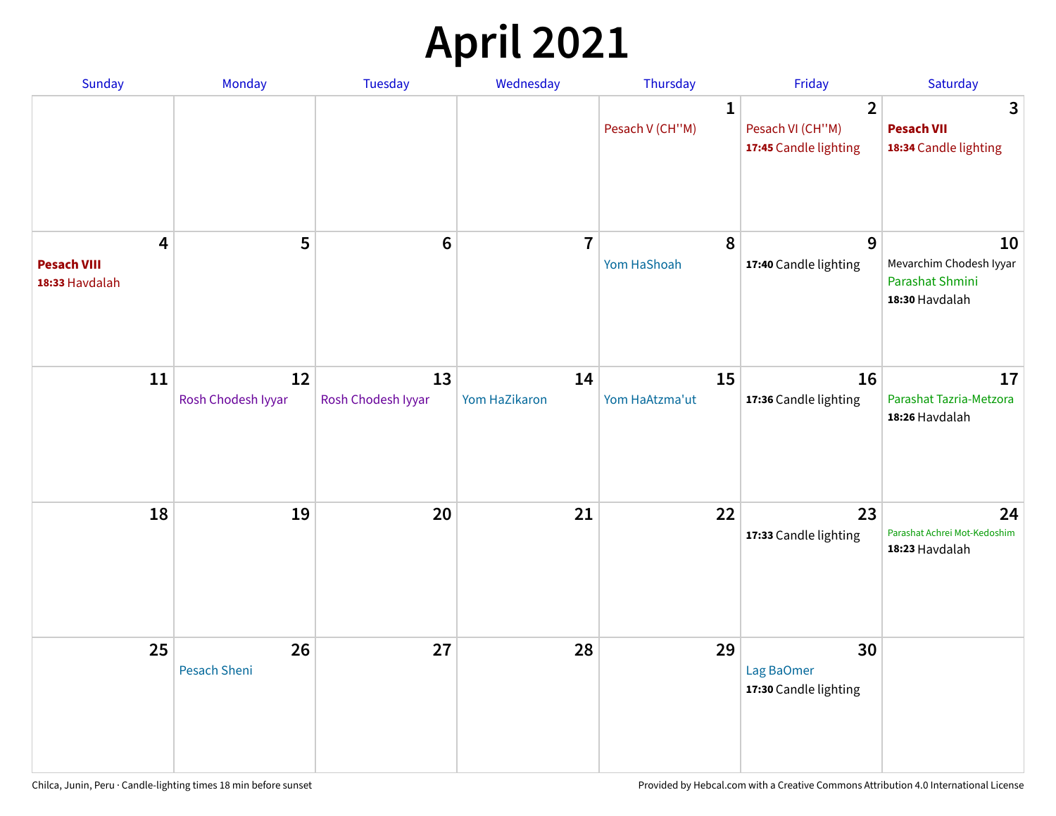# April 2021

| Sunday | Monday | Tuesday | Wednesday | Thursday | Friday | Saturday |
|---|---|---|---|---|---|---|
| | | | | **1** Pesach V (CH''M) | **2** Pesach VI (CH''M) **17:45** Candle lighting | **3** **Pesach VII** **18:34** Candle lighting |
| **4** **Pesach VIII** **18:33** Havdalah | **5** | **6** | **7** | **8** Yom HaShoah | **9** **17:40** Candle lighting | **10** Mevarchim Chodesh Iyyar Parashat Shmini **18:30** Havdalah |
| **11** | **12** Rosh Chodesh Iyyar | **13** Rosh Chodesh Iyyar | **14** Yom HaZikaron | **15** Yom HaAtzma'ut | **16** **17:36** Candle lighting | **17** Parashat Tazria-Metzora **18:26** Havdalah |
| **18** | **19** | **20** | **21** | **22** | **23** **17:33** Candle lighting | **24** Parashat Achrei Mot-Kedoshim **18:23** Havdalah |
| **25** | **26** Pesach Sheni | **27** | **28** | **29** | **30** Lag BaOmer **17:30** Candle lighting | |

Chilca, Junin, Peru · Candle-lighting times 18 min before sunset

Provided by Hebcal.com with a Creative Commons Attribution 4.0 International License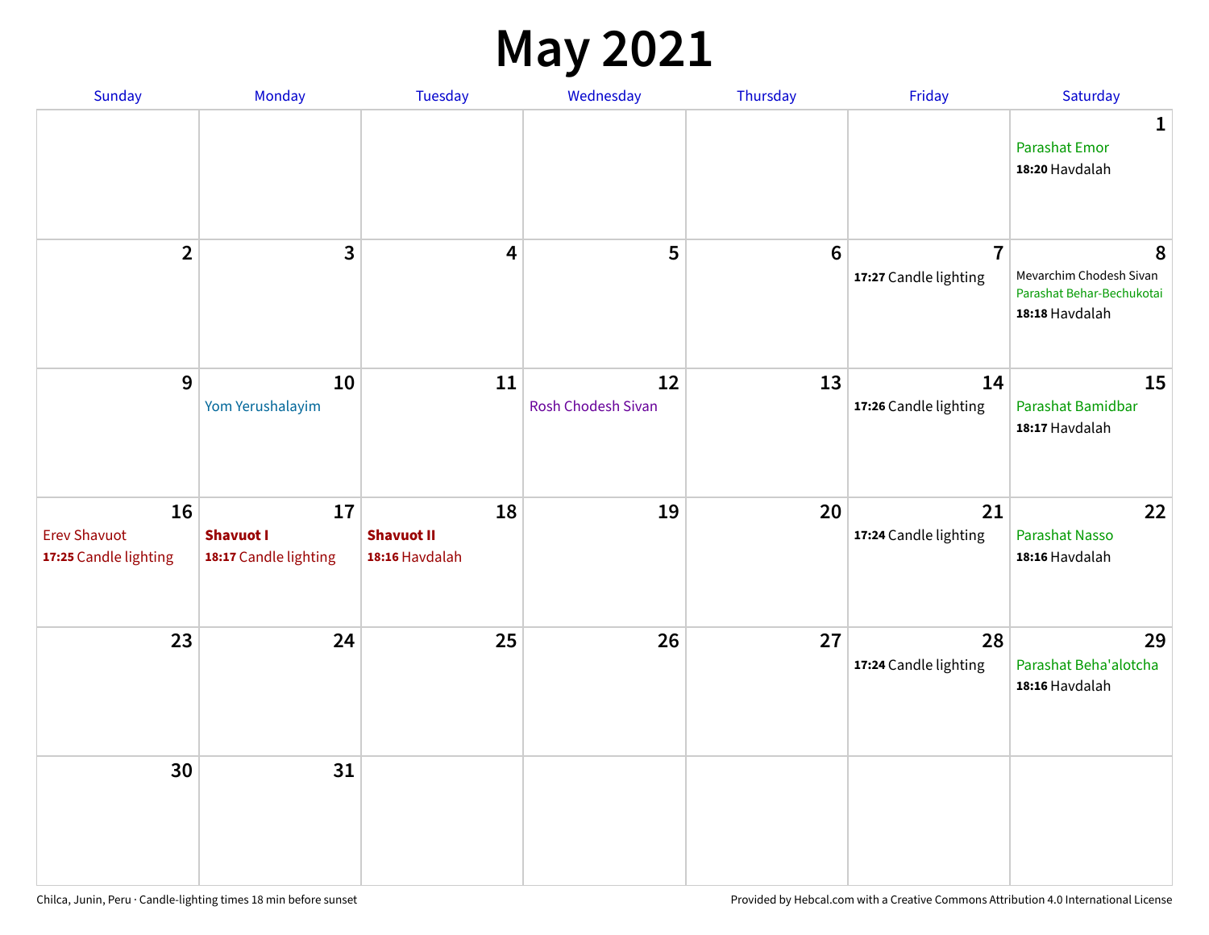# May 2021

| Sunday | Monday | Tuesday | Wednesday | Thursday | Friday | Saturday |
|---|---|---|---|---|---|---|
| | | | | | | **1** Parashat Emor **18:20** Havdalah |
| **2** | **3** | **4** | **5** | **6** | **7** **17:27** Candle lighting | **8** Mevarchim Chodesh Sivan Parashat Behar-Bechukotai **18:18** Havdalah |
| **9** | **10** Yom Yerushalayim | **11** | **12** Rosh Chodesh Sivan | **13** | **14** **17:26** Candle lighting | **15** Parashat Bamidbar **18:17** Havdalah |
| **16** Erev Shavuot **17:25** Candle lighting | **17** **Shavuot I** **18:17** Candle lighting | **18** **Shavuot II** **18:16** Havdalah | **19** | **20** | **21** **17:24** Candle lighting | **22** Parashat Nasso **18:16** Havdalah |
| **23** | **24** | **25** | **26** | **27** | **28** **17:24** Candle lighting | **29** Parashat Beha'alotcha **18:16** Havdalah |
| **30** | **31** | | | | | |

Chilca, Junin, Peru · Candle-lighting times 18 min before sunset

Provided by Hebcal.com with a Creative Commons Attribution 4.0 International License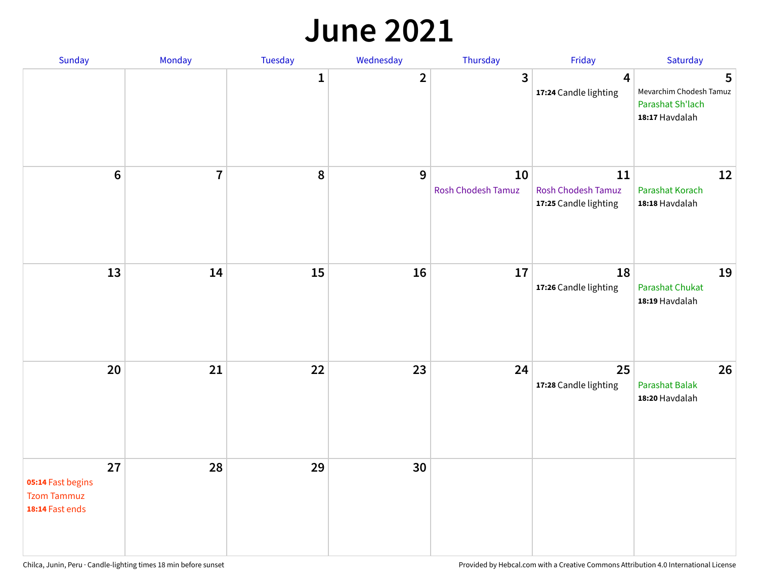# June 2021

| Sunday | Monday | Tuesday | Wednesday | Thursday | Friday | Saturday |
|---|---|---|---|---|---|---|
| | | 1 | 2 | 3 | 4<br>**17:24** Candle lighting | 5<br>Mevarchim Chodesh Tamuz<br>Parashat Sh'lach<br>**18:17** Havdalah |
| 6 | 7 | 8 | 9 | 10<br>Rosh Chodesh Tamuz | 11<br>Rosh Chodesh Tamuz<br>**17:25** Candle lighting | 12<br>Parashat Korach<br>**18:18** Havdalah |
| 13 | 14 | 15 | 16 | 17 | 18<br>**17:26** Candle lighting | 19<br>Parashat Chukat<br>**18:19** Havdalah |
| 20 | 21 | 22 | 23 | 24 | 25<br>**17:28** Candle lighting | 26<br>Parashat Balak<br>**18:20** Havdalah |
| 27<br>**05:14** Fast begins<br>Tzom Tammuz<br>**18:14** Fast ends | 28 | 29 | 30 | | | |

Chilca, Junin, Peru · Candle-lighting times 18 min before sunset

Provided by Hebcal.com with a Creative Commons Attribution 4.0 International License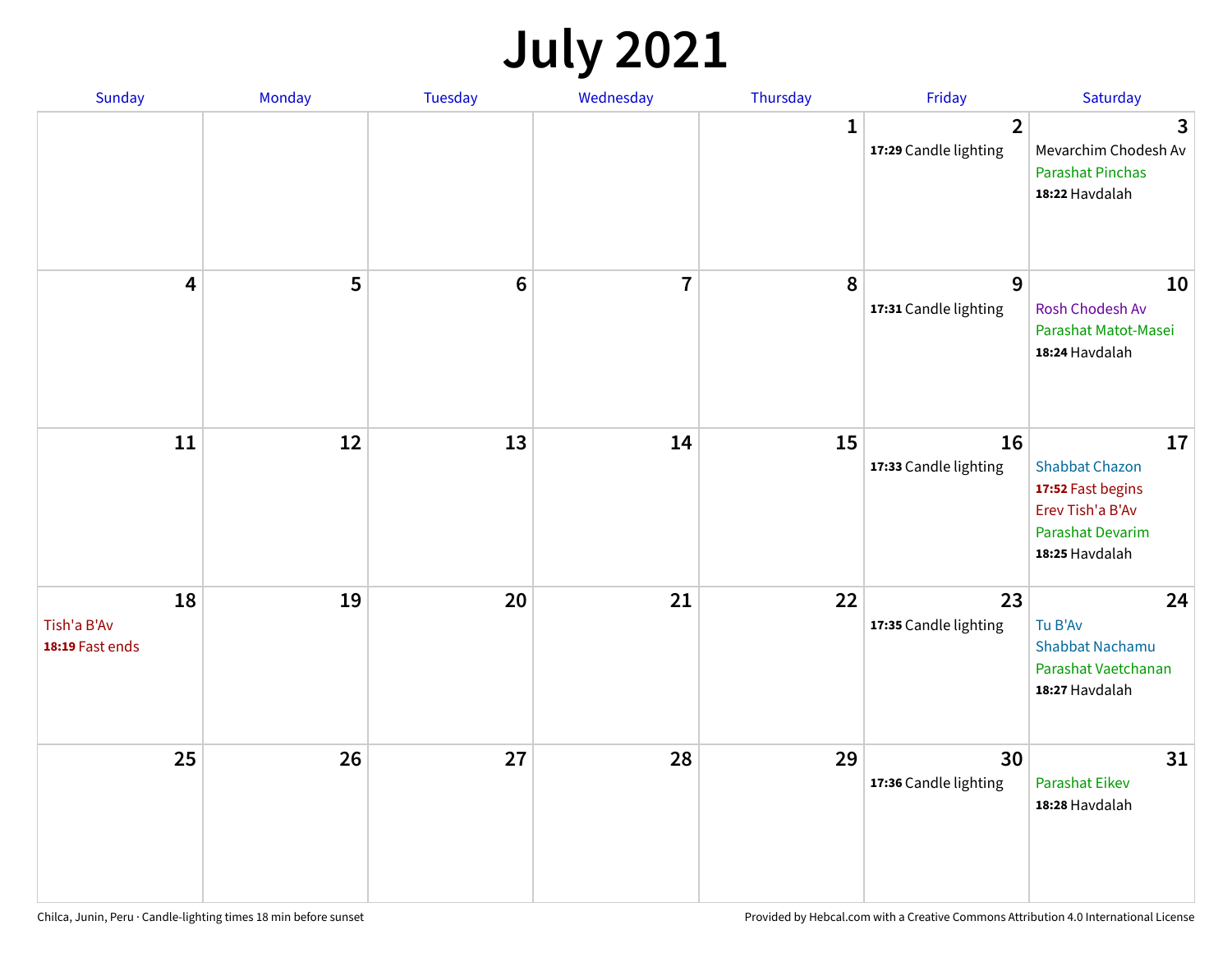# July 2021

| Sunday | Monday | Tuesday | Wednesday | Thursday | Friday | Saturday |
|---|---|---|---|---|---|---|
| | | | | 1 | 2<br>**17:29** Candle lighting | 3<br>Mevarchim Chodesh Av<br>Parashat Pinchas<br>**18:22** Havdalah |
| 4 | 5 | 6 | 7 | 8 | 9<br>**17:31** Candle lighting | 10<br>Rosh Chodesh Av<br>Parashat Matot-Masei<br>**18:24** Havdalah |
| 11 | 12 | 13 | 14 | 15 | 16<br>**17:33** Candle lighting | 17<br>Shabbat Chazon<br>**17:52** Fast begins<br>Erev Tish'a B'Av<br>Parashat Devarim<br>**18:25** Havdalah |
| 18<br>Tish'a B'Av<br>**18:19** Fast ends | 19 | 20 | 21 | 22 | 23<br>**17:35** Candle lighting | 24<br>Tu B'Av<br>Shabbat Nachamu<br>Parashat Vaetchanan<br>**18:27** Havdalah |
| 25 | 26 | 27 | 28 | 29 | 30<br>**17:36** Candle lighting | 31<br>Parashat Eikev<br>**18:28** Havdalah |

Chilca, Junin, Peru · Candle-lighting times 18 min before sunset

Provided by Hebcal.com with a Creative Commons Attribution 4.0 International License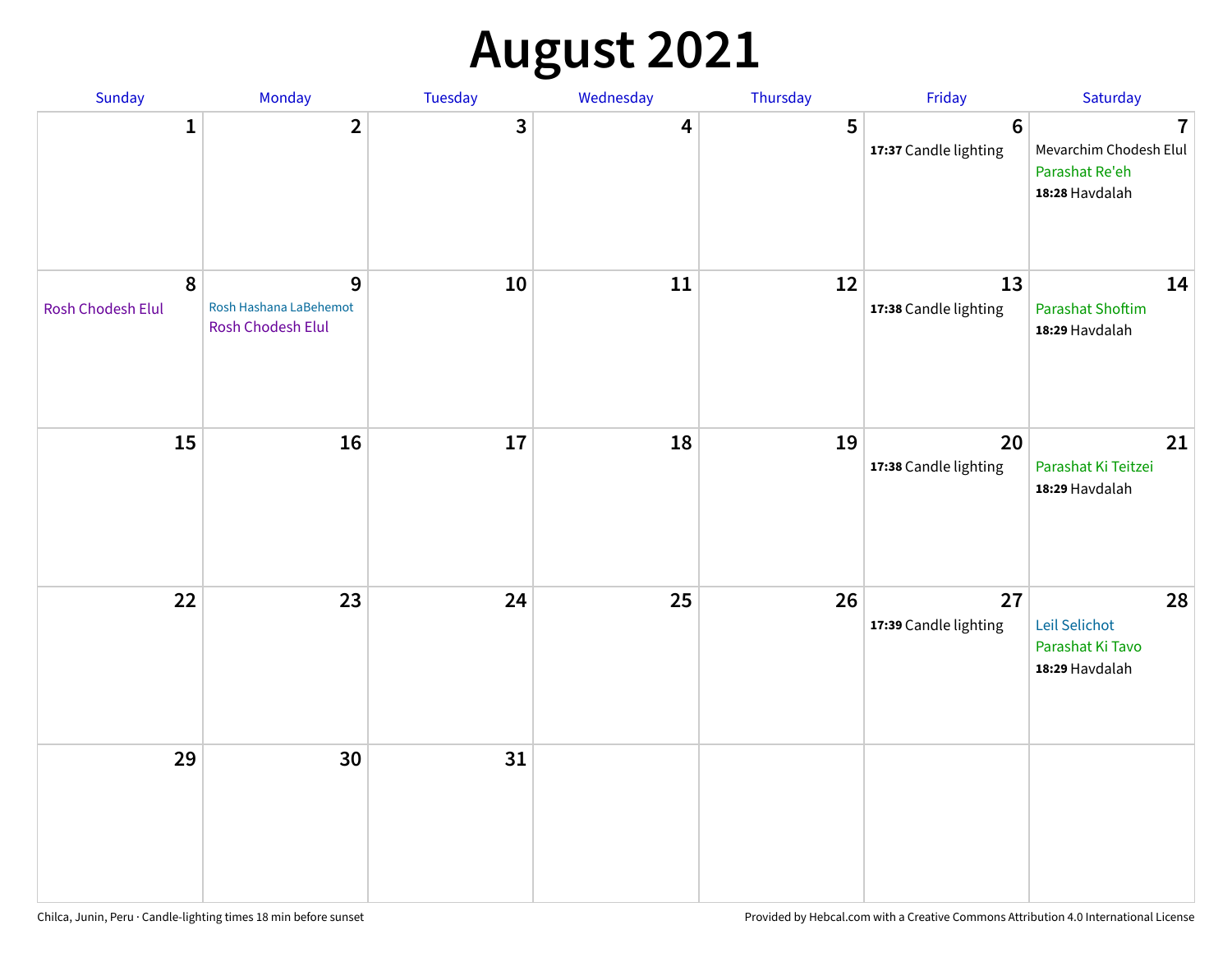# August 2021

| Sunday | Monday | Tuesday | Wednesday | Thursday | Friday | Saturday |
|---|---|---|---|---|---|---|
| 1 | 2 | 3 | 4 | 5 | 6<br>**17:37** Candle lighting | 7<br>Mevarchim Chodesh Elul<br>Parashat Re'eh<br>**18:28** Havdalah |
| 8<br>Rosh Chodesh Elul | 9<br>Rosh Hashana LaBehemot<br>Rosh Chodesh Elul | 10 | 11 | 12 | 13<br>**17:38** Candle lighting | 14<br>Parashat Shoftim<br>**18:29** Havdalah |
| 15 | 16 | 17 | 18 | 19 | 20<br>**17:38** Candle lighting | 21<br>Parashat Ki Teitzei<br>**18:29** Havdalah |
| 22 | 23 | 24 | 25 | 26 | 27<br>**17:39** Candle lighting | 28<br>Leil Selichot<br>Parashat Ki Tavo<br>**18:29** Havdalah |
| 29 | 30 | 31 | | | | |

Chilca, Junin, Peru · Candle-lighting times 18 min before sunset

Provided by Hebcal.com with a Creative Commons Attribution 4.0 International License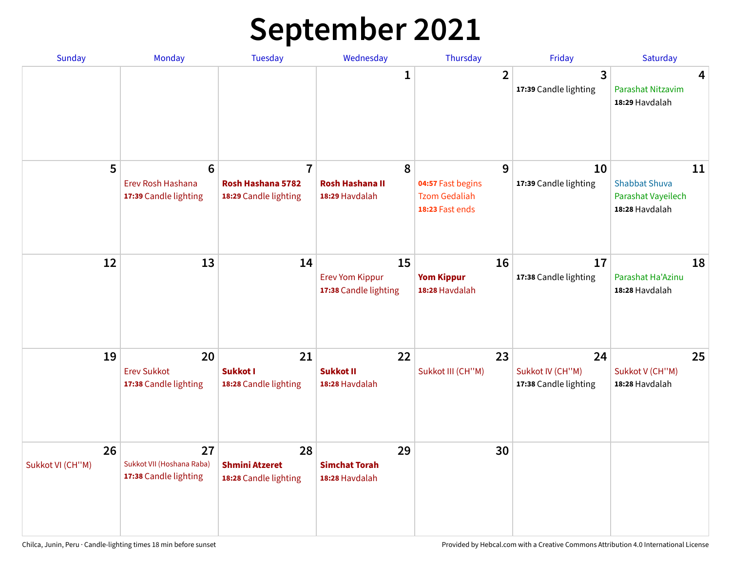# September 2021

| Sunday | Monday | Tuesday | Wednesday | Thursday | Friday | Saturday |
|---|---|---|---|---|---|---|
| | | | 1 | 2 | 3<br>**17:39** Candle lighting | 4<br>Parashat Nitzavim<br>**18:29** Havdalah |
| 5 | 6<br>Erev Rosh Hashana<br>**17:39** Candle lighting | 7<br>**Rosh Hashana 5782**<br>**18:29** Candle lighting | 8<br>**Rosh Hashana II**<br>**18:29** Havdalah | 9<br>**04:57** Fast begins<br>Tzom Gedaliah<br>**18:23** Fast ends | 10<br>**17:39** Candle lighting | 11<br>Shabbat Shuva<br>Parashat Vayeilech<br>**18:28** Havdalah |
| 12 | 13 | 14 | 15<br>Erev Yom Kippur<br>**17:38** Candle lighting | 16<br>**Yom Kippur**<br>**18:28** Havdalah | 17<br>**17:38** Candle lighting | 18<br>Parashat Ha'Azinu<br>**18:28** Havdalah |
| 19 | 20<br>Erev Sukkot<br>**17:38** Candle lighting | 21<br>**Sukkot I**<br>**18:28** Candle lighting | 22<br>**Sukkot II**<br>**18:28** Havdalah | 23<br>Sukkot III (CH''M) | 24<br>Sukkot IV (CH''M)<br>**17:38** Candle lighting | 25<br>Sukkot V (CH''M)<br>**18:28** Havdalah |
| 26<br>Sukkot VI (CH''M) | 27<br>Sukkot VII (Hoshana Raba)<br>**17:38** Candle lighting | 28<br>**Shmini Atzeret**<br>**18:28** Candle lighting | 29<br>**Simchat Torah**<br>**18:28** Havdalah | 30 | | |

Chilca, Junin, Peru · Candle-lighting times 18 min before sunset

Provided by Hebcal.com with a Creative Commons Attribution 4.0 International License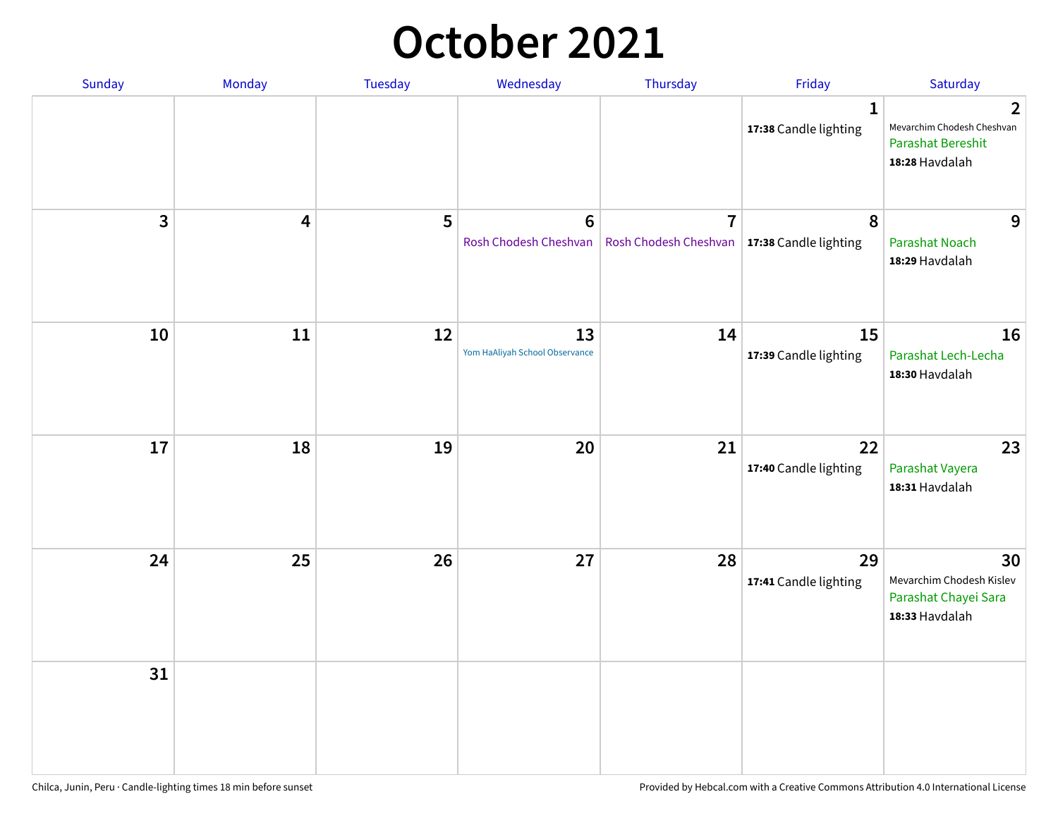# October 2021

| Sunday | Monday | Tuesday | Wednesday | Thursday | Friday | Saturday |
|---|---|---|---|---|---|---|
| | | | | | 1<br>**17:38** Candle lighting | 2<br>Mevarchim Chodesh Cheshvan<br>Parashat Bereshit<br>**18:28** Havdalah |
| 3 | 4 | 5 | 6<br>Rosh Chodesh Cheshvan | 7<br>Rosh Chodesh Cheshvan | 8<br>**17:38** Candle lighting | 9<br>Parashat Noach<br>**18:29** Havdalah |
| 10 | 11 | 12 | 13<br>Yom HaAliyah School Observance | 14 | 15<br>**17:39** Candle lighting | 16<br>Parashat Lech-Lecha<br>**18:30** Havdalah |
| 17 | 18 | 19 | 20 | 21 | 22<br>**17:40** Candle lighting | 23<br>Parashat Vayera<br>**18:31** Havdalah |
| 24 | 25 | 26 | 27 | 28 | 29<br>**17:41** Candle lighting | 30<br>Mevarchim Chodesh Kislev<br>Parashat Chayei Sara<br>**18:33** Havdalah |
| 31 | | | | | | |

Chilca, Junin, Peru · Candle-lighting times 18 min before sunset

Provided by Hebcal.com with a Creative Commons Attribution 4.0 International License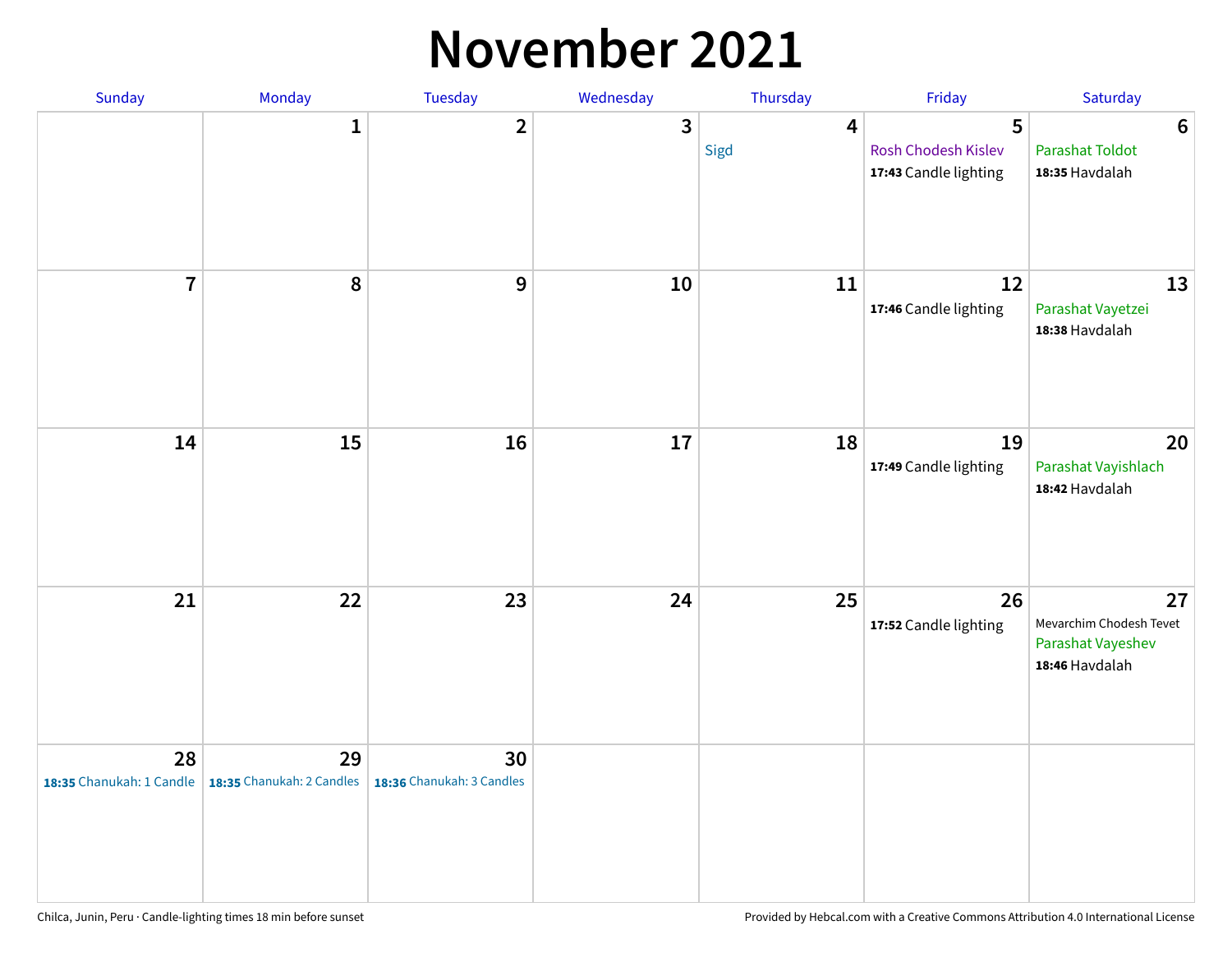# November 2021

| Sunday | Monday | Tuesday | Wednesday | Thursday | Friday | Saturday |
|---|---|---|---|---|---|---|
| | 1 | 2 | 3 | 4<br>Sigd | 5<br>Rosh Chodesh Kislev<br>**17:43** Candle lighting | 6<br>Parashat Toldot<br>**18:35** Havdalah |
| 7 | 8 | 9 | 10 | 11 | 12<br>**17:46** Candle lighting | 13<br>Parashat Vayetzei<br>**18:38** Havdalah |
| 14 | 15 | 16 | 17 | 18 | 19<br>**17:49** Candle lighting | 20<br>Parashat Vayishlach<br>**18:42** Havdalah |
| 21 | 22 | 23 | 24 | 25 | 26<br>**17:52** Candle lighting | 27<br>Mevarchim Chodesh Tevet<br>Parashat Vayeshev<br>**18:46** Havdalah |
| 28<br>**18:35** Chanukah: 1 Candle | 29<br>**18:35** Chanukah: 2 Candles | 30<br>**18:36** Chanukah: 3 Candles | | | | |

Chilca, Junin, Peru · Candle-lighting times 18 min before sunset

Provided by Hebcal.com with a Creative Commons Attribution 4.0 International License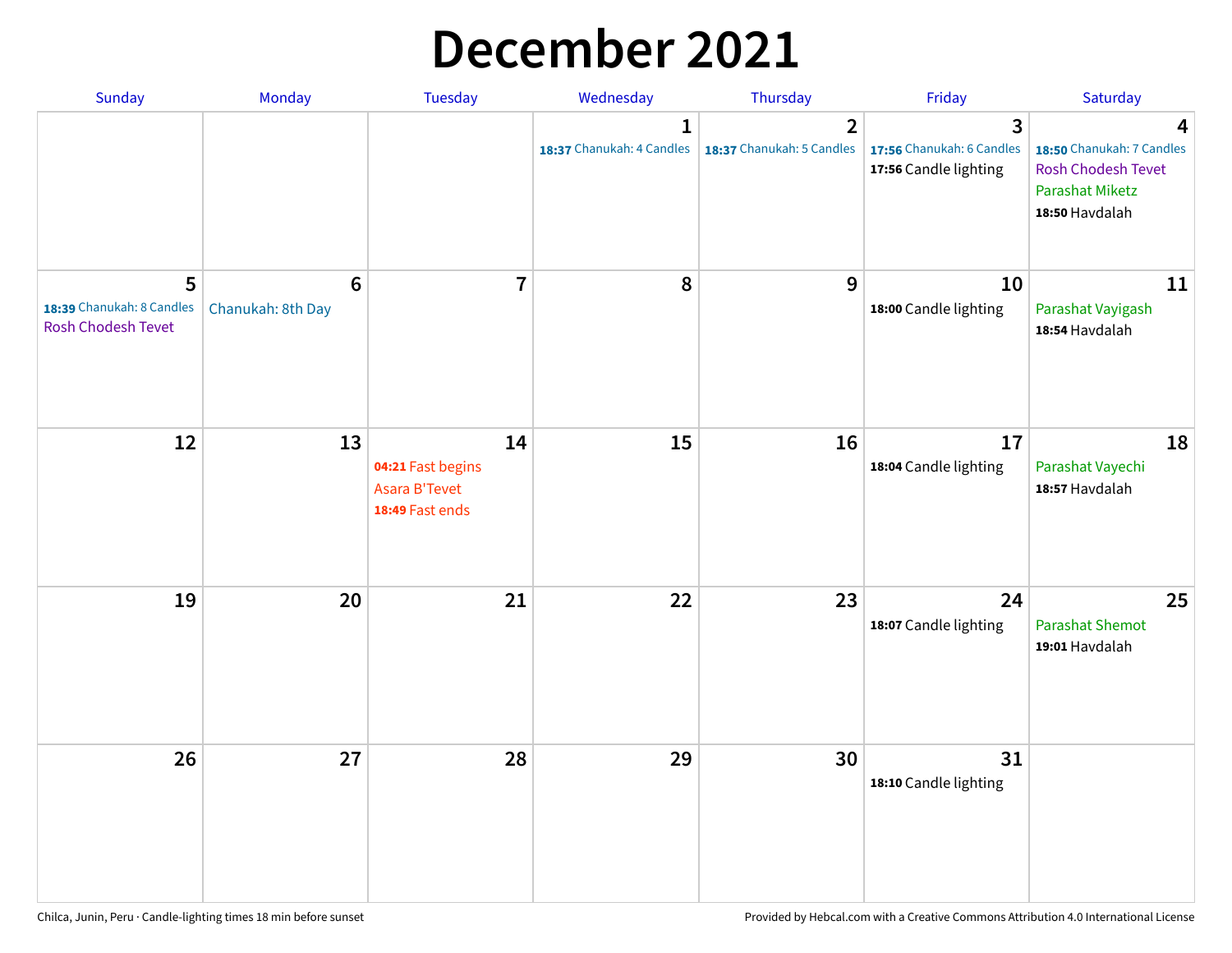# December 2021

| Sunday | Monday | Tuesday | Wednesday | Thursday | Friday | Saturday |
|---|---|---|---|---|---|---|
| | | | 1<br>18:37 Chanukah: 4 Candles | 2<br>18:37 Chanukah: 5 Candles | 3<br>17:56 Chanukah: 6 Candles<br>17:56 Candle lighting | 4<br>18:50 Chanukah: 7 Candles<br>Rosh Chodesh Tevet<br>Parashat Miketz<br>18:50 Havdalah |
| 5<br>18:39 Chanukah: 8 Candles<br>Rosh Chodesh Tevet | 6<br>Chanukah: 8th Day | 7 | 8 | 9 | 10<br>18:00 Candle lighting | 11<br>Parashat Vayigash<br>18:54 Havdalah |
| 12 | 13 | 14<br>04:21 Fast begins<br>Asara B'Tevet<br>18:49 Fast ends | 15 | 16 | 17<br>18:04 Candle lighting | 18<br>Parashat Vayechi<br>18:57 Havdalah |
| 19 | 20 | 21 | 22 | 23 | 24<br>18:07 Candle lighting | 25<br>Parashat Shemot<br>19:01 Havdalah |
| 26 | 27 | 28 | 29 | 30 | 31<br>18:10 Candle lighting | |

Chilca, Junin, Peru · Candle-lighting times 18 min before sunset

Provided by Hebcal.com with a Creative Commons Attribution 4.0 International License